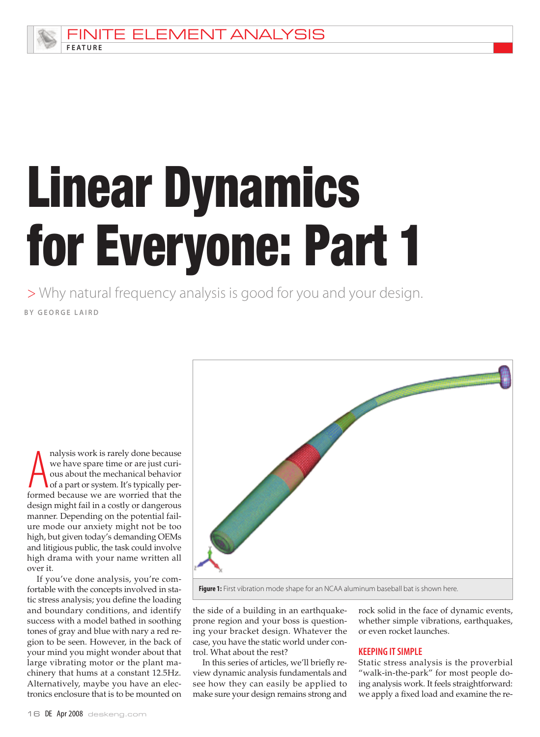# Linear Dynamics for Everyone: Part 1

> Why natural frequency analysis is good for you and your design.

BY GEORGE LAIRD

Figure 1: First vibration mode shape for an NCAA aluminum baseball bat is shown here.

Analysis work is rarely done because we have spare time or are just curious about the mechanical behavior of a part or system. It's typically performed because we are worried that the design might fail in a costly or dangerous manner. Depending on the potential failure mode our anxiety might not be too high, but given today's demanding OEMs and litigious public, the task could involve high drama with your name written all over it.

If you've done analysis, you're comfortable with the concepts involved in static stress analysis; you define the loading and boundary conditions, and identify success with a model bathed in soothing tones of gray and blue with nary a red region to be seen. However, in the back of your mind you might wonder about that large vibrating motor or the plant machinery that hums at a constant 12.5Hz. Alternatively, maybe you have an electronics enclosure that is to be mounted on the side of a building in an earthquake-prone region and your boss is questioning your bracket design. Whatever the case, you have the static world under control. What about the rest?

In this series of articles, we'll briefly review dynamic analysis fundamentals and see how they can easily be applied to make sure your design remains strong and rock solid in the face of dynamic events, whether simple vibrations, earthquakes, or even rocket launches.

## KEEPING IT SIMPLE

Static stress analysis is the proverbial "walk-in-the-park" for most people doing analysis work. It feels straightforward: we apply a fixed load and examine the re-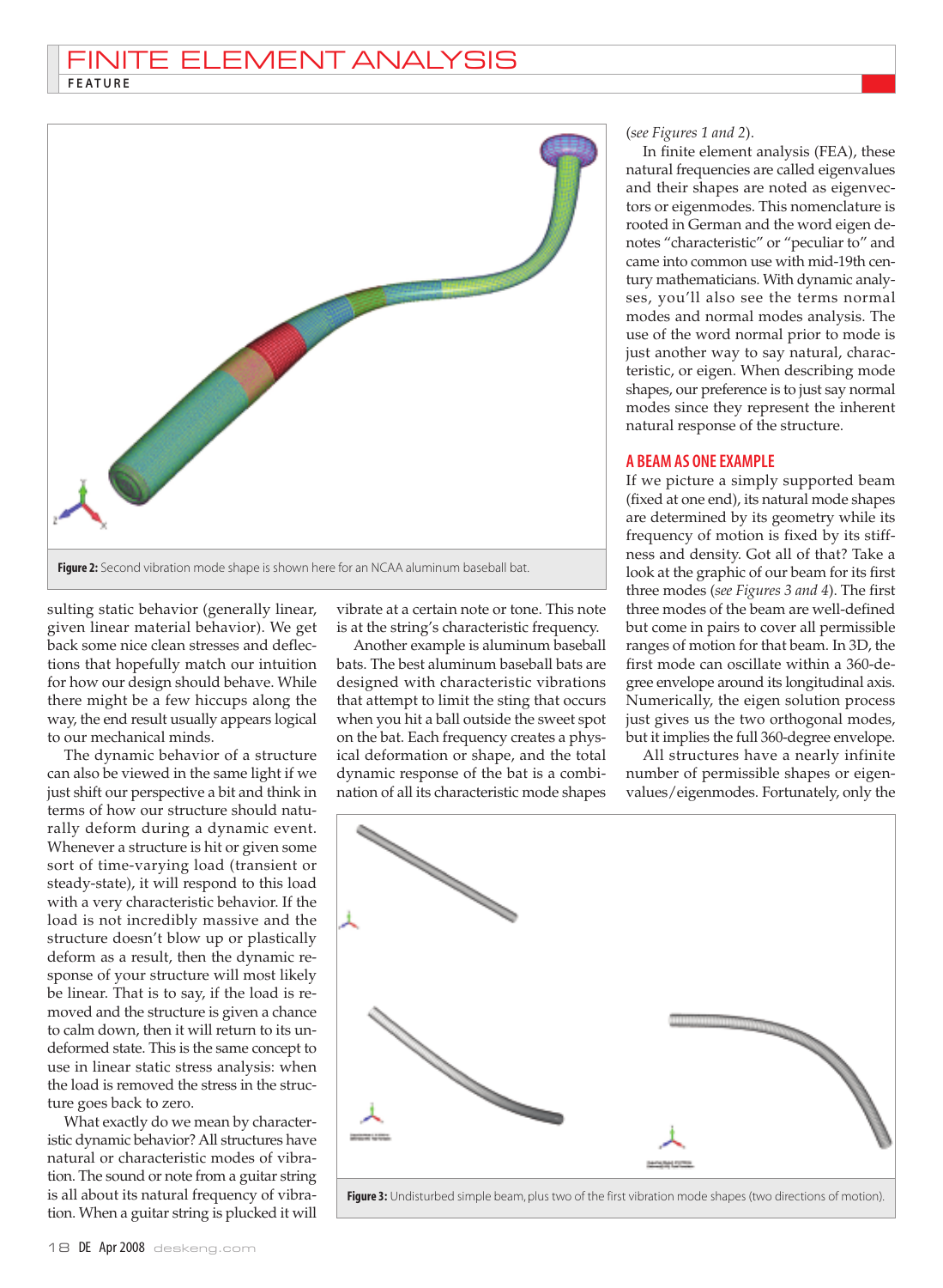Figure 2: Second vibration mode shape is shown here for an NCAA aluminum baseball bat.

sulting static behavior (generally linear, given linear material behavior). We get back some nice clean stresses and deflections that hopefully match our intuition for how our design should behave. While there might be a few hiccups along the way, the end result usually appears logical to our mechanical minds.

The dynamic behavior of a structure can also be viewed in the same light if we just shift our perspective a bit and think in terms of how our structure should naturally deform during a dynamic event. Whenever a structure is hit or given some sort of time-varying load (transient or steady-state), it will respond to this load with a very characteristic behavior. If the load is not incredibly massive and the structure doesn't blow up or plastically deform as a result, then the dynamic response of your structure will most likely be linear. That is to say, if the load is removed and the structure is given a chance to calm down, then it will return to its undeformed state. This is the same concept to use in linear static stress analysis: when the load is removed the stress in the structure goes back to zero.

What exactly do we mean by characteristic dynamic behavior? All structures have natural or characteristic modes of vibration. The sound or note from a guitar string is all about its natural frequency of vibration. When a guitar string is plucked it will vibrate at a certain note or tone. This note is at the string's characteristic frequency.

Another example is aluminum baseball bats. The best aluminum baseball bats are designed with characteristic vibrations that attempt to limit the sting that occurs when you hit a ball outside the sweet spot on the bat. Each frequency creates a physical deformation or shape, and the total dynamic response of the bat is a combination of all its characteristic mode shapes (*see Figures 1 and 2*).

In finite element analysis (FEA), these natural frequencies are called eigenvalues and their shapes are noted as eigenvectors or eigenmodes. This nomenclature is rooted in German and the word eigen denotes "characteristic" or "peculiar to" and came into common use with mid-19th century mathematicians. With dynamic analyses, you'll also see the terms normal modes and normal modes analysis. The use of the word normal prior to mode is just another way to say natural, characteristic, or eigen. When describing mode shapes, our preference is to just say normal modes since they represent the inherent natural response of the structure.

## A BEAM AS ONE EXAMPLE

If we picture a simply supported beam (fixed at one end), its natural mode shapes are determined by its geometry while its frequency of motion is fixed by its stiffness and density. Got all of that? Take a look at the graphic of our beam for its first three modes (*see Figures 3 and 4*). The first three modes of the beam are well-defined but come in pairs to cover all permissible ranges of motion for that beam. In 3D, the first mode can oscillate within a 360-degree envelope around its longitudinal axis. Numerically, the eigen solution process just gives us the two orthogonal modes, but it implies the full 360-degree envelope.

All structures have a nearly infinite number of permissible shapes or eigenvalues/eigenmodes. Fortunately, only the

Figure 3: Undisturbed simple beam, plus two of the first vibration mode shapes (two directions of motion).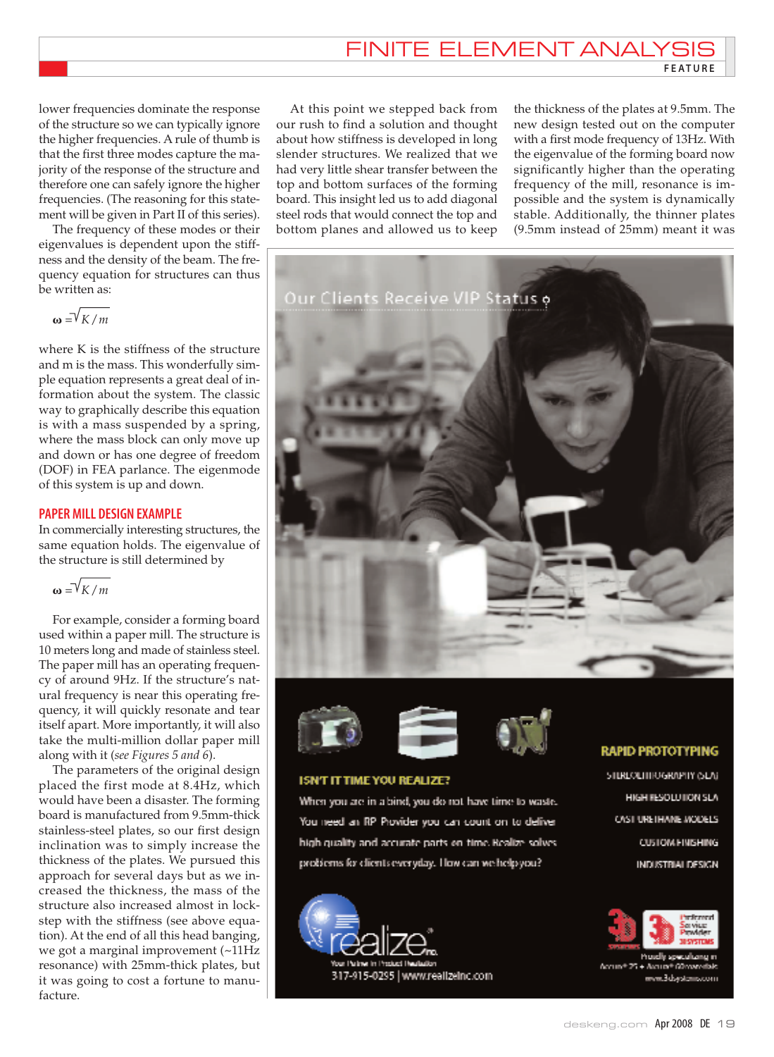lower frequencies dominate the response of the structure so we can typically ignore the higher frequencies. A rule of thumb is that the first three modes capture the majority of the response of the structure and therefore one can safely ignore the higher frequencies. (The reasoning for this statement will be given in Part II of this series).

The frequency of these modes or their eigenvalues is dependent upon the stiffness and the density of the beam. The frequency equation for structures can thus be written as:

$$\omega = \sqrt{K/m}$$

where K is the stiffness of the structure and m is the mass. This wonderfully simple equation represents a great deal of information about the system. The classic way to graphically describe this equation is with a mass suspended by a spring, where the mass block can only move up and down or has one degree of freedom (DOF) in FEA parlance. The eigenmode of this system is up and down.

## PAPER MILL DESIGN EXAMPLE

In commercially interesting structures, the same equation holds. The eigenvalue of the structure is still determined by

$$\omega = \sqrt{K/m}$$

For example, consider a forming board used within a paper mill. The structure is 10 meters long and made of stainless steel. The paper mill has an operating frequency of around 9Hz. If the structure's natural frequency is near this operating frequency, it will quickly resonate and tear itself apart. More importantly, it will also take the multi-million dollar paper mill along with it (*see Figures 5 and 6*).

The parameters of the original design placed the first mode at 8.4Hz, which would have been a disaster. The forming board is manufactured from 9.5mm-thick stainless-steel plates, so our first design inclination was to simply increase the thickness of the plates. We pursued this approach for several days but as we increased the thickness, the mass of the structure also increased almost in lockstep with the stiffness (see above equation). At the end of all this head banging, we got a marginal improvement (~11Hz resonance) with 25mm-thick plates, but it was going to cost a fortune to manufacture.

At this point we stepped back from our rush to find a solution and thought about how stiffness is developed in long slender structures. We realized that we had very little shear transfer between the top and bottom surfaces of the forming board. This insight led us to add diagonal steel rods that would connect the top and bottom planes and allowed us to keep the thickness of the plates at 9.5mm. The new design tested out on the computer with a first mode frequency of 13Hz. With the eigenvalue of the forming board now significantly higher than the operating frequency of the mill, resonance is impossible and the system is dynamically stable. Additionally, the thinner plates (9.5mm instead of 25mm) meant it was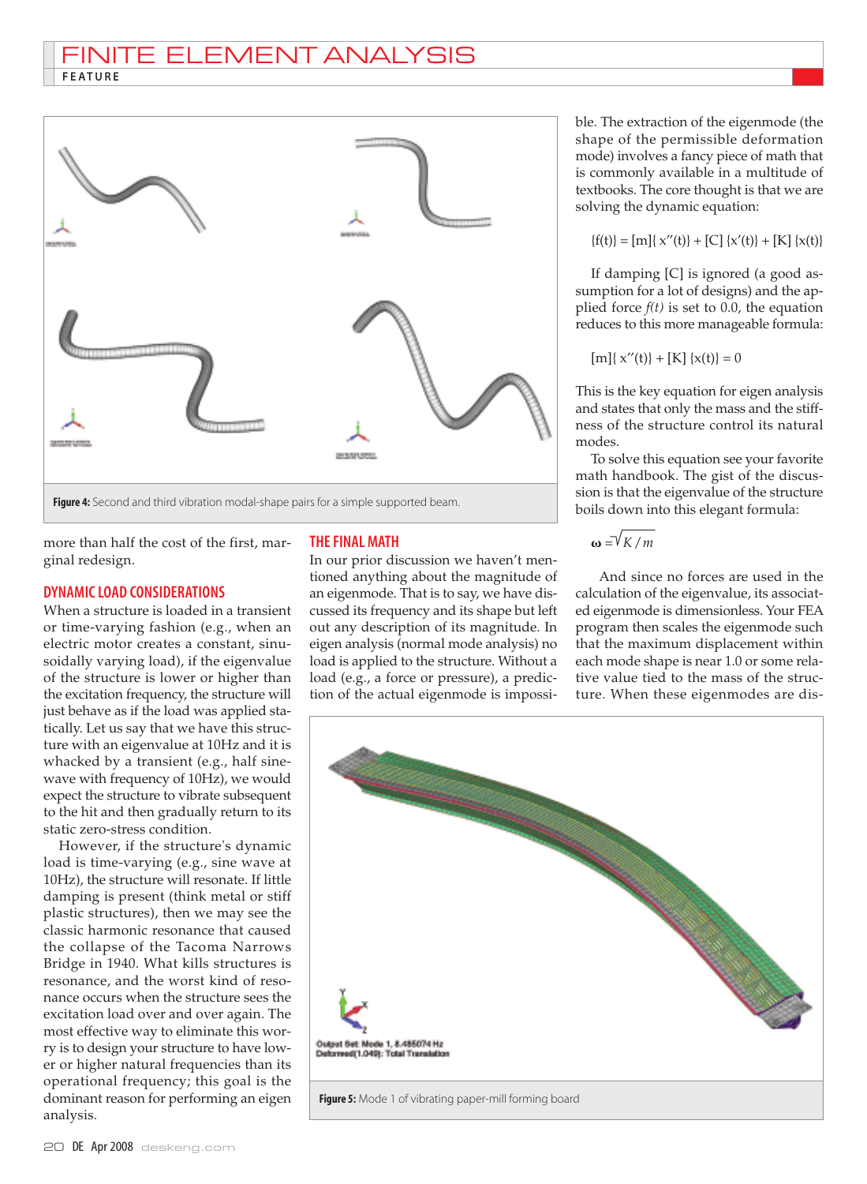Figure 4: Second and third vibration modal-shape pairs for a simple supported beam.

more than half the cost of the first, marginal redesign.

### DYNAMIC LOAD CONSIDERATIONS

When a structure is loaded in a transient or time-varying fashion (e.g., when an electric motor creates a constant, sinusoidally varying load), if the eigenvalue of the structure is lower or higher than the excitation frequency, the structure will just behave as if the load was applied statically. Let us say that we have this structure with an eigenvalue at 10Hz and it is whacked by a transient (e.g., half sine-wave with frequency of 10Hz), we would expect the structure to vibrate subsequent to the hit and then gradually return to its static zero-stress condition.

However, if the structure's dynamic load is time-varying (e.g., sine wave at 10Hz), the structure will resonate. If little damping is present (think metal or stiff plastic structures), then we may see the classic harmonic resonance that caused the collapse of the Tacoma Narrows Bridge in 1940. What kills structures is resonance, and the worst kind of resonance occurs when the structure sees the excitation load over and over again. The most effective way to eliminate this worry is to design your structure to have lower or higher natural frequencies than its operational frequency; this goal is the dominant reason for performing an eigen analysis.

### THE FINAL MATH

In our prior discussion we haven't mentioned anything about the magnitude of an eigenmode. That is to say, we have discussed its frequency and its shape but left out any description of its magnitude. In eigen analysis (normal mode analysis) no load is applied to the structure. Without a load (e.g., a force or pressure), a prediction of the actual eigenmode is impossible. The extraction of the eigenmode (the shape of the permissible deformation mode) involves a fancy piece of math that is commonly available in a multitude of textbooks. The core thought is that we are solving the dynamic equation:

$$\{f(t)\} = [m]\{x''(t)\} + [C]\{x'(t)\} + [K]\{x(t)\}$$

If damping [C] is ignored (a good assumption for a lot of designs) and the applied force *f(t)* is set to 0.0, the equation reduces to this more manageable formula:

$$[m]\{x''(t)\} + [K]\{x(t)\} = 0$$

This is the key equation for eigen analysis and states that only the mass and the stiffness of the structure control its natural modes.

To solve this equation see your favorite math handbook. The gist of the discussion is that the eigenvalue of the structure boils down into this elegant formula:

$$\omega = \sqrt{K/m}$$

And since no forces are used in the calculation of the eigenvalue, its associated eigenmode is dimensionless. Your FEA program then scales the eigenmode such that the maximum displacement within each mode shape is near 1.0 or some relative value tied to the mass of the structure. When these eigenmodes are dis-

Figure 5: Mode 1 of vibrating paper-mill forming board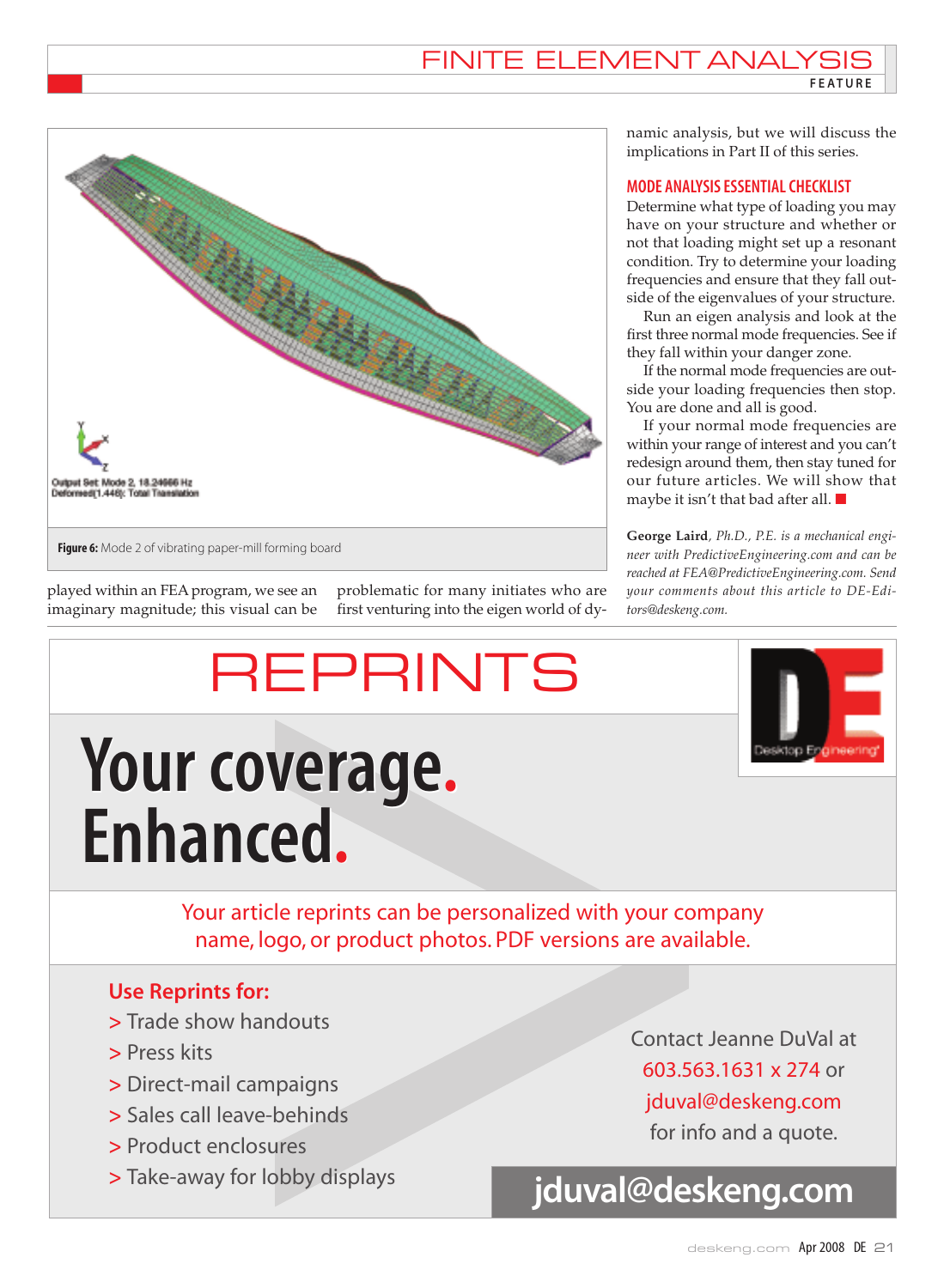Output Set: Mode 2, 18.24666 Hz
Deformed(1.446): Total Translation

**Figure 6:** Mode 2 of vibrating paper-mill forming board

played within an FEA program, we see an imaginary magnitude; this visual can be problematic for many initiates who are first venturing into the eigen world of dynamic analysis, but we will discuss the implications in Part II of this series.

### MODE ANALYSIS ESSENTIAL CHECKLIST

Determine what type of loading you may have on your structure and whether or not that loading might set up a resonant condition. Try to determine your loading frequencies and ensure that they fall outside of the eigenvalues of your structure.

Run an eigen analysis and look at the first three normal mode frequencies. See if they fall within your danger zone.

If the normal mode frequencies are outside your loading frequencies then stop. You are done and all is good.

If your normal mode frequencies are within your range of interest and you can't redesign around them, then stay tuned for our future articles. We will show that maybe it isn't that bad after all. ■

*__George Laird__, Ph.D., P.E. is a mechanical engineer with PredictiveEngineering.com and can be reached at FEA@PredictiveEngineering.com. Send your comments about this article to DE-Editors@deskeng.com.*

---

# REPRINTS

## Your coverage. Enhanced.

Your article reprints can be personalized with your company name, logo, or product photos. PDF versions are available.

**Use Reprints for:**

- > Trade show handouts
- > Press kits
- > Direct-mail campaigns
- > Sales call leave-behinds
- > Product enclosures
- > Take-away for lobby displays

Contact Jeanne DuVal at 603.563.1631 x 274 or jduval@deskeng.com for info and a quote.

**jduval@deskeng.com**